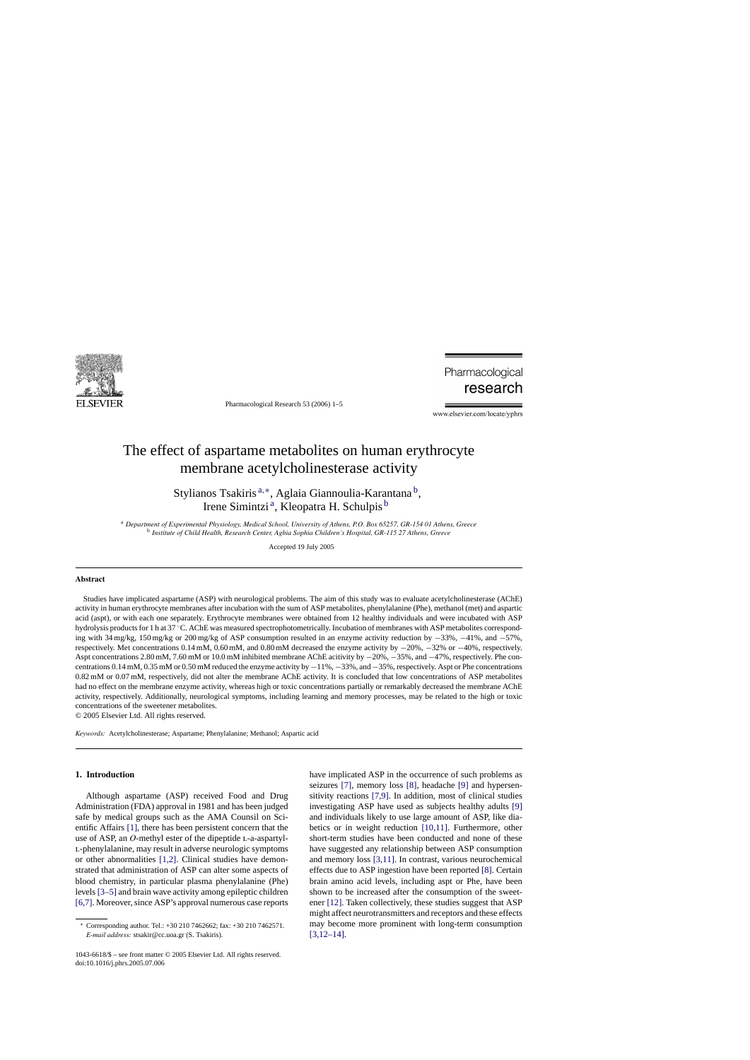# The effect of aspartame metabolites on human erythrocyte membrane acetylcholinesterase activity

Stylianos Tsakiris [a,*], Aglaia Giannoulia-Karantana [b], Irene Simintzi [a], Kleopatra H. Schulpis [b]

[a] *Department of Experimental Physiology, Medical School, University of Athens, P.O. Box 65257, GR-154 01 Athens, Greece*
[b] *Institute of Child Health, Research Center, Aghia Sophia Children's Hospital, GR-115 27 Athens, Greece*

Accepted 19 July 2005

## Abstract

Studies have implicated aspartame (ASP) with neurological problems. The aim of this study was to evaluate acetylcholinesterase (AChE) activity in human erythrocyte membranes after incubation with the sum of ASP metabolites, phenylalanine (Phe), methanol (met) and aspartic acid (aspt), or with each one separately. Erythrocyte membranes were obtained from 12 healthy individuals and were incubated with ASP hydrolysis products for 1 h at 37 °C. AChE was measured spectrophotometrically. Incubation of membranes with ASP metabolites corresponding with 34 mg/kg, 150 mg/kg or 200 mg/kg of ASP consumption resulted in an enzyme activity reduction by −33%, −41%, and −57%, respectively. Met concentrations 0.14 mM, 0.60 mM, and 0.80 mM decreased the enzyme activity by −20%, −32% or −40%, respectively. Aspt concentrations 2.80 mM, 7.60 mM or 10.0 mM inhibited membrane AChE acitivity by −20%, −35%, and −47%, respectively. Phe concentrations 0.14 mM, 0.35 mM or 0.50 mM reduced the enzyme activity by −11%, −33%, and −35%, respectively. Aspt or Phe concentrations 0.82 mM or 0.07 mM, respectively, did not alter the membrane AChE activity. It is concluded that low concentrations of ASP metabolites had no effect on the membrane enzyme activity, whereas high or toxic concentrations partially or remarkably decreased the membrane AChE activity, respectively. Additionally, neurological symptoms, including learning and memory processes, may be related to the high or toxic concentrations of the sweetener metabolites.

© 2005 Elsevier Ltd. All rights reserved.

*Keywords:* Acetylcholinesterase; Aspartame; Phenylalanine; Methanol; Aspartic acid

## 1. Introduction

Although aspartame (ASP) received Food and Drug Administration (FDA) approval in 1981 and has been judged safe by medical groups such as the AMA Counsil on Scientific Affairs [1], there has been persistent concern that the use of ASP, an *O*-methyl ester of the dipeptide L-a-aspartyl-L-phenylalanine, may result in adverse neurologic symptoms or other abnormalities [1,2]. Clinical studies have demonstrated that administration of ASP can alter some aspects of blood chemistry, in particular plasma phenylalanine (Phe) levels [3–5] and brain wave activity among epileptic children [6,7]. Moreover, since ASP's approval numerous case reports have implicated ASP in the occurrence of such problems as seizures [7], memory loss [8], headache [9] and hypersensitivity reactions [7,9]. In addition, most of clinical studies investigating ASP have used as subjects healthy adults [9] and individuals likely to use large amount of ASP, like diabetics or in weight reduction [10,11]. Furthermore, other short-term studies have been conducted and none of these have suggested any relationship between ASP consumption and memory loss [3,11]. In contrast, various neurochemical effects due to ASP ingestion have been reported [8]. Certain brain amino acid levels, including aspt or Phe, have been shown to be increased after the consumption of the sweetener [12]. Taken collectively, these studies suggest that ASP might affect neurotransmitters and receptors and these effects may become more prominent with long-term consumption [3,12–14].

\* Corresponding author. Tel.: +30 210 7462662; fax: +30 210 7462571.
*E-mail address:* stsakir@cc.uoa.gr (S. Tsakiris).

1043-6618/$ – see front matter © 2005 Elsevier Ltd. All rights reserved.
doi:10.1016/j.phrs.2005.07.006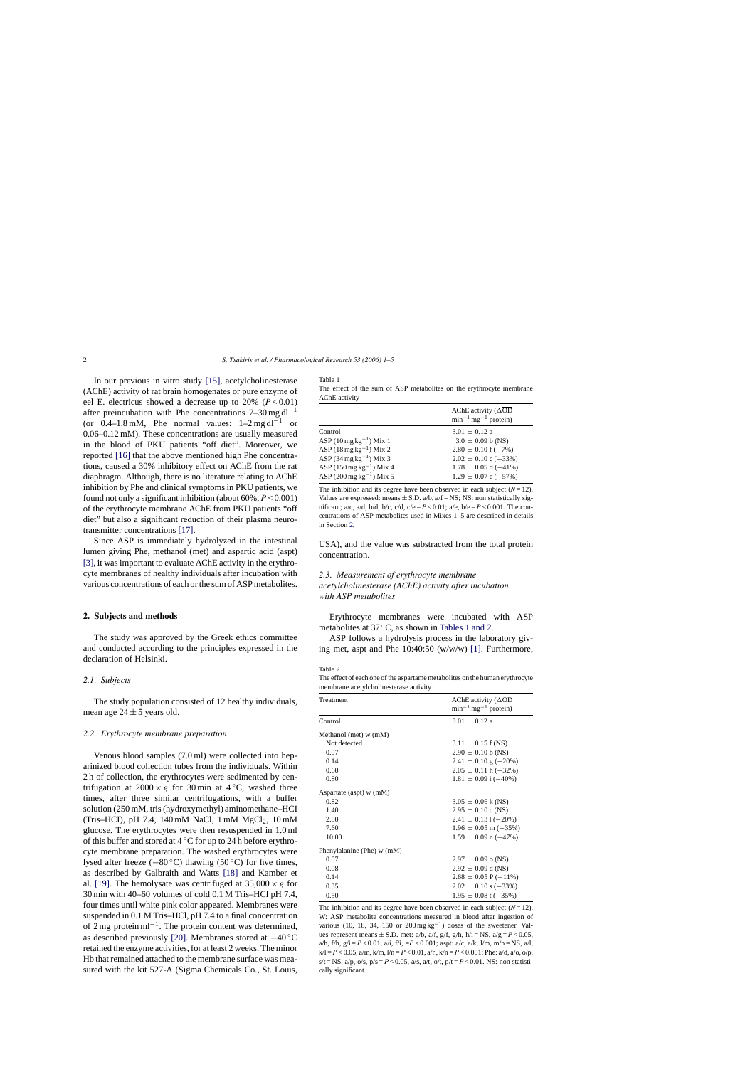In our previous in vitro study [15], acetylcholinesterase (AChE) activity of rat brain homogenates or pure enzyme of eel E. electricus showed a decrease up to 20% ($P < 0.01$) after preincubation with Phe concentrations 7–30 mg dl$^{-1}$ (or 0.4–1.8 mM, Phe normal values: 1–2 mg dl$^{-1}$ or 0.06–0.12 mM). These concentrations are usually measured in the blood of PKU patients "off diet". Moreover, we reported [16] that the above mentioned high Phe concentrations, caused a 30% inhibitory effect on AChE from the rat diaphragm. Although, there is no literature relating to AChE inhibition by Phe and clinical symptoms in PKU patients, we found not only a significant inhibition (about 60%, $P < 0.001$) of the erythrocyte membrane AChE from PKU patients "off diet" but also a significant reduction of their plasma neurotransmitter concentrations [17].

Since ASP is immediately hydrolyzed in the intestinal lumen giving Phe, methanol (met) and aspartic acid (aspt) [3], it was important to evaluate AChE activity in the erythrocyte membranes of healthy individuals after incubation with various concentrations of each or the sum of ASP metabolites.

## 2. Subjects and methods

The study was approved by the Greek ethics committee and conducted according to the principles expressed in the declaration of Helsinki.

### *2.1. Subjects*

The study population consisted of 12 healthy individuals, mean age $24 \pm 5$ years old.

### *2.2. Erythrocyte membrane preparation*

Venous blood samples (7.0 ml) were collected into heparinized blood collection tubes from the individuals. Within 2 h of collection, the erythrocytes were sedimented by centrifugation at $2000 \times g$ for 30 min at 4 °C, washed three times, after three similar centrifugations, with a buffer solution (250 mM, tris (hydroxymethyl) aminomethane–HCl (Tris–HCl), pH 7.4, 140 mM NaCl, 1 mM $MgCl_2$, 10 mM glucose. The erythrocytes were then resuspended in 1.0 ml of this buffer and stored at 4 °C for up to 24 h before erythrocyte membrane preparation. The washed erythrocytes were lysed after freeze (−80 °C) thawing (50 °C) for five times, as described by Galbraith and Watts [18] and Kamber et al. [19]. The hemolysate was centrifuged at $35{,}000 \times g$ for 30 min with 40–60 volumes of cold 0.1 M Tris–HCl pH 7.4, four times until white pink color appeared. Membranes were suspended in 0.1 M Tris–HCl, pH 7.4 to a final concentration of 2 mg protein ml$^{-1}$. The protein content was determined, as described previously [20]. Membranes stored at −40 °C retained the enzyme activities, for at least 2 weeks. The minor Hb that remained attached to the membrane surface was measured with the kit 527-A (Sigma Chemicals Co., St. Louis, USA), and the value was substracted from the total protein concentration.

### *2.3. Measurement of erythrocyte membrane acetylcholinesterase (AChE) activity after incubation with ASP metabolites*

Erythrocyte membranes were incubated with ASP metabolites at 37 °C, as shown in Tables 1 and 2.

ASP follows a hydrolysis process in the laboratory giving met, aspt and Phe 10:40:50 (w/w/w) [1]. Furthermore,

Table 1
The effect of the sum of ASP metabolites on the erythrocyte membrane AChE activity

| | AChE activity ($\Delta\overline{\text{OD}}$ min$^{-1}$ mg$^{-1}$ protein) |
|---|---|
| Control | 3.01 ± 0.12 a |
| ASP (10 mg kg$^{-1}$) Mix 1 | 3.0 ± 0.09 b (NS) |
| ASP (18 mg kg$^{-1}$) Mix 2 | 2.80 ± 0.10 f (−7%) |
| ASP (34 mg kg$^{-1}$) Mix 3 | 2.02 ± 0.10 c (−33%) |
| ASP (150 mg kg$^{-1}$) Mix 4 | 1.78 ± 0.05 d (−41%) |
| ASP (200 mg kg$^{-1}$) Mix 5 | 1.29 ± 0.07 e (−57%) |

The inhibition and its degree have been observed in each subject ($N = 12$). Values are expressed: means ± S.D. a/b, a/f = NS; NS: non statistically significant; a/c, a/d, b/d, b/c, c/d, c/e = $P < 0.01$; a/e, b/e = $P < 0.001$. The concentrations of ASP metabolites used in Mixes 1–5 are described in details in Section 2.

Table 2
The effect of each one of the aspartame metabolites on the human erythrocyte membrane acetylcholinesterase activity

| Treatment | AChE activity ($\Delta\overline{\text{OD}}$ min$^{-1}$ mg$^{-1}$ protein) |
|---|---|
| Control | 3.01 ± 0.12 a |
| Methanol (met) w (mM) | |
| Not detected | 3.11 ± 0.15 f (NS) |
| 0.07 | 2.90 ± 0.10 b (NS) |
| 0.14 | 2.41 ± 0.10 g (−20%) |
| 0.60 | 2.05 ± 0.11 h (−32%) |
| 0.80 | 1.81 ± 0.09 i (−40%) |
| Aspartate (aspt) w (mM) | |
| 0.82 | 3.05 ± 0.06 k (NS) |
| 1.40 | 2.95 ± 0.10 c (NS) |
| 2.80 | 2.41 ± 0.13 l (−20%) |
| 7.60 | 1.96 ± 0.05 m (−35%) |
| 10.00 | 1.59 ± 0.09 n (−47%) |
| Phenylalanine (Phe) w (mM) | |
| 0.07 | 2.97 ± 0.09 o (NS) |
| 0.08 | 2.92 ± 0.09 d (NS) |
| 0.14 | 2.68 ± 0.05 P (−11%) |
| 0.35 | 2.02 ± 0.10 s (−33%) |
| 0.50 | 1.95 ± 0.08 t (−35%) |

The inhibition and its degree have been observed in each subject ($N = 12$). W: ASP metabolite concentrations measured in blood after ingestion of various (10, 18, 34, 150 or 200 mg kg$^{-1}$) doses of the sweetener. Values represent means ± S.D. met: a/b, a/f, g/f, g/h, h/i = NS, a/g = $P < 0.05$, a/h, f/h, g/i = $P < 0.01$, a/i, f/i, = $P < 0.001$; aspt: a/c, a/k, l/m, m/n = NS, a/l, k/l = $P < 0.05$, a/m, k/m, l/n = $P < 0.01$, a/n, k/n = $P < 0.001$; Phe: a/d, a/o, o/p, s/t = NS, a/p, o/s, p/s = $P < 0.05$, a/s, a/t, o/t, p/t = $P < 0.01$. NS: non statistically significant.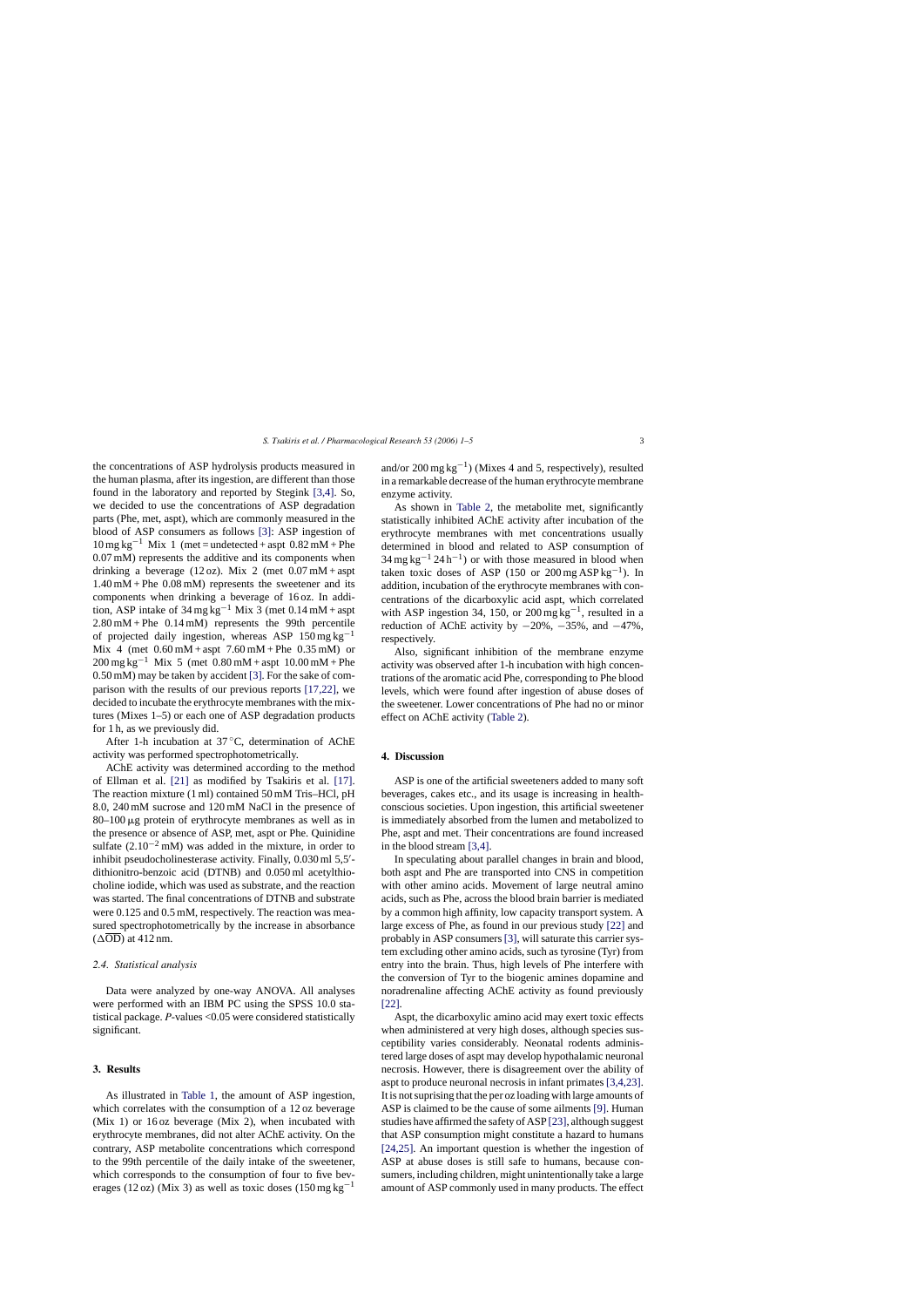the concentrations of ASP hydrolysis products measured in the human plasma, after its ingestion, are different than those found in the laboratory and reported by Stegink [3,4]. So, we decided to use the concentrations of ASP degradation parts (Phe, met, aspt), which are commonly measured in the blood of ASP consumers as follows [3]: ASP ingestion of $10\,mg\,kg^{-1}$ Mix 1 (met = undetected + aspt 0.82 mM + Phe 0.07 mM) represents the additive and its components when drinking a beverage (12 oz). Mix 2 (met 0.07 mM + aspt 1.40 mM + Phe 0.08 mM) represents the sweetener and its components when drinking a beverage of 16 oz. In addition, ASP intake of $34\,mg\,kg^{-1}$ Mix 3 (met 0.14 mM + aspt 2.80 mM + Phe 0.14 mM) represents the 99th percentile of projected daily ingestion, whereas ASP $150\,mg\,kg^{-1}$ Mix 4 (met 0.60 mM + aspt 7.60 mM + Phe 0.35 mM) or $200\,mg\,kg^{-1}$ Mix 5 (met 0.80 mM + aspt 10.00 mM + Phe 0.50 mM) may be taken by accident [3]. For the sake of comparison with the results of our previous reports [17,22], we decided to incubate the erythrocyte membranes with the mixtures (Mixes 1–5) or each one of ASP degradation products for 1 h, as we previously did.

After 1-h incubation at 37 °C, determination of AChE activity was performed spectrophotometrically.

AChE activity was determined according to the method of Ellman et al. [21] as modified by Tsakiris et al. [17]. The reaction mixture (1 ml) contained 50 mM Tris–HCl, pH 8.0, 240 mM sucrose and 120 mM NaCl in the presence of 80–100 μg protein of erythrocyte membranes as well as in the presence or absence of ASP, met, aspt or Phe. Quinidine sulfate ($2.10^{-2}$ mM) was added in the mixture, in order to inhibit pseudocholinesterase activity. Finally, 0.030 ml 5,5′-dithionitro-benzoic acid (DTNB) and 0.050 ml acetylthiocholine iodide, which was used as substrate, and the reaction was started. The final concentrations of DTNB and substrate were 0.125 and 0.5 mM, respectively. The reaction was measured spectrophotometrically by the increase in absorbance ($\Delta\overline{OD}$) at 412 nm.

### 2.4. Statistical analysis

Data were analyzed by one-way ANOVA. All analyses were performed with an IBM PC using the SPSS 10.0 statistical package. *P*-values <0.05 were considered statistically significant.

## 3. Results

As illustrated in Table 1, the amount of ASP ingestion, which correlates with the consumption of a 12 oz beverage (Mix 1) or 16 oz beverage (Mix 2), when incubated with erythrocyte membranes, did not alter AChE activity. On the contrary, ASP metabolite concentrations which correspond to the 99th percentile of the daily intake of the sweetener, which corresponds to the consumption of four to five beverages (12 oz) (Mix 3) as well as toxic doses ($150\,mg\,kg^{-1}$ and/or $200\,mg\,kg^{-1}$) (Mixes 4 and 5, respectively), resulted in a remarkable decrease of the human erythrocyte membrane enzyme activity.

As shown in Table 2, the metabolite met, significantly statistically inhibited AChE activity after incubation of the erythrocyte membranes with met concentrations usually determined in blood and related to ASP consumption of $34\,mg\,kg^{-1}\,24\,h^{-1}$) or with those measured in blood when taken toxic doses of ASP (150 or $200\,mg\,ASP\,kg^{-1}$). In addition, incubation of the erythrocyte membranes with concentrations of the dicarboxylic acid aspt, which correlated with ASP ingestion 34, 150, or $200\,mg\,kg^{-1}$, resulted in a reduction of AChE activity by −20%, −35%, and −47%, respectively.

Also, significant inhibition of the membrane enzyme activity was observed after 1-h incubation with high concentrations of the aromatic acid Phe, corresponding to Phe blood levels, which were found after ingestion of abuse doses of the sweetener. Lower concentrations of Phe had no or minor effect on AChE activity (Table 2).

## 4. Discussion

ASP is one of the artificial sweeteners added to many soft beverages, cakes etc., and its usage is increasing in health-conscious societies. Upon ingestion, this artificial sweetener is immediately absorbed from the lumen and metabolized to Phe, aspt and met. Their concentrations are found increased in the blood stream [3,4].

In speculating about parallel changes in brain and blood, both aspt and Phe are transported into CNS in competition with other amino acids. Movement of large neutral amino acids, such as Phe, across the blood brain barrier is mediated by a common high affinity, low capacity transport system. A large excess of Phe, as found in our previous study [22] and probably in ASP consumers [3], will saturate this carrier system excluding other amino acids, such as tyrosine (Tyr) from entry into the brain. Thus, high levels of Phe interfere with the conversion of Tyr to the biogenic amines dopamine and noradrenaline affecting AChE activity as found previously [22].

Aspt, the dicarboxylic amino acid may exert toxic effects when administered at very high doses, although species susceptibility varies considerably. Neonatal rodents administered large doses of aspt may develop hypothalamic neuronal necrosis. However, there is disagreement over the ability of aspt to produce neuronal necrosis in infant primates [3,4,23]. It is not suprising that the per oz loading with large amounts of ASP is claimed to be the cause of some ailments [9]. Human studies have affirmed the safety of ASP [23], although suggest that ASP consumption might constitute a hazard to humans [24,25]. An important question is whether the ingestion of ASP at abuse doses is still safe to humans, because consumers, including children, might unintentionally take a large amount of ASP commonly used in many products. The effect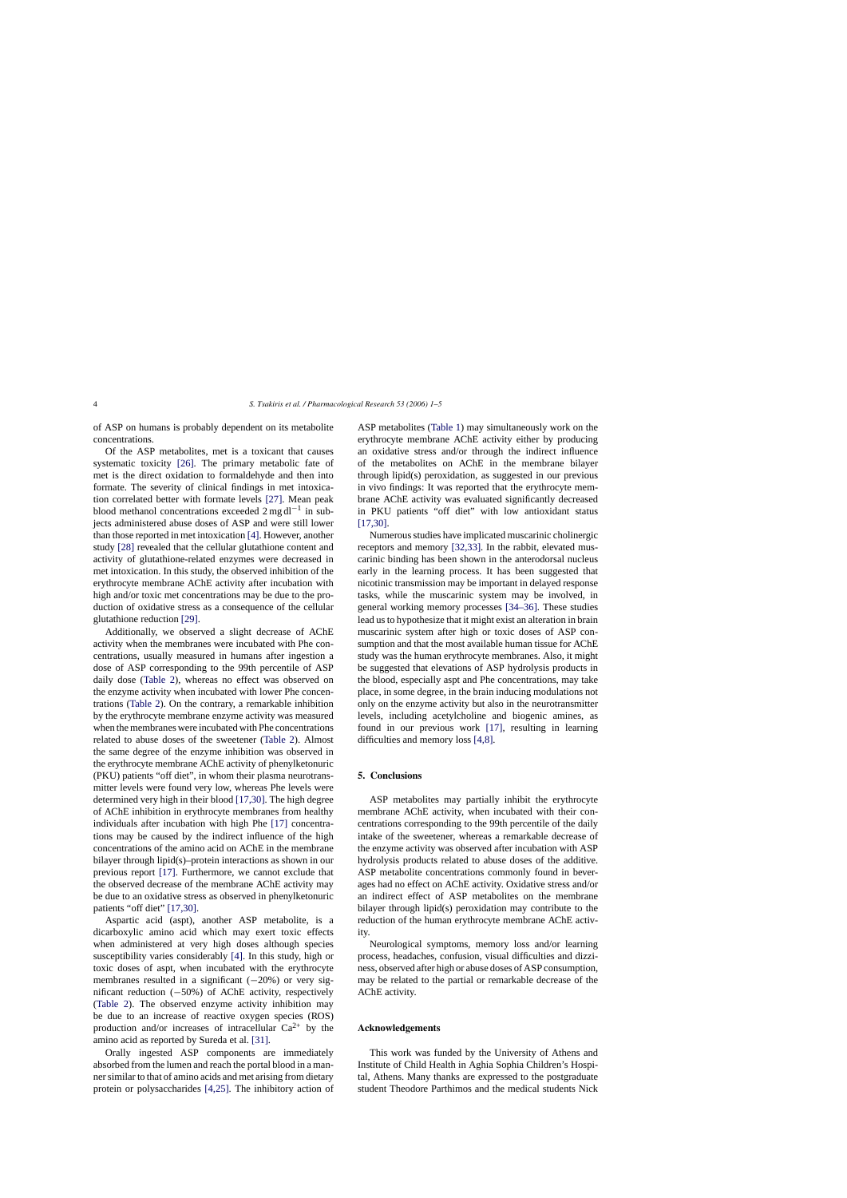of ASP on humans is probably dependent on its metabolite concentrations.

Of the ASP metabolites, met is a toxicant that causes systematic toxicity [26]. The primary metabolic fate of met is the direct oxidation to formaldehyde and then into formate. The severity of clinical findings in met intoxication correlated better with formate levels [27]. Mean peak blood methanol concentrations exceeded 2 mg dl$^{-1}$ in subjects administered abuse doses of ASP and were still lower than those reported in met intoxication [4]. However, another study [28] revealed that the cellular glutathione content and activity of glutathione-related enzymes were decreased in met intoxication. In this study, the observed inhibition of the erythrocyte membrane AChE activity after incubation with high and/or toxic met concentrations may be due to the production of oxidative stress as a consequence of the cellular glutathione reduction [29].

Additionally, we observed a slight decrease of AChE activity when the membranes were incubated with Phe concentrations, usually measured in humans after ingestion a dose of ASP corresponding to the 99th percentile of ASP daily dose (Table 2), whereas no effect was observed on the enzyme activity when incubated with lower Phe concentrations (Table 2). On the contrary, a remarkable inhibition by the erythrocyte membrane enzyme activity was measured when the membranes were incubated with Phe concentrations related to abuse doses of the sweetener (Table 2). Almost the same degree of the enzyme inhibition was observed in the erythrocyte membrane AChE activity of phenylketonuric (PKU) patients "off diet", in whom their plasma neurotransmitter levels were found very low, whereas Phe levels were determined very high in their blood [17,30]. The high degree of AChE inhibition in erythrocyte membranes from healthy individuals after incubation with high Phe [17] concentrations may be caused by the indirect influence of the high concentrations of the amino acid on AChE in the membrane bilayer through lipid(s)–protein interactions as shown in our previous report [17]. Furthermore, we cannot exclude that the observed decrease of the membrane AChE activity may be due to an oxidative stress as observed in phenylketonuric patients "off diet" [17,30].

Aspartic acid (aspt), another ASP metabolite, is a dicarboxylic amino acid which may exert toxic effects when administered at very high doses although species susceptibility varies considerably [4]. In this study, high or toxic doses of aspt, when incubated with the erythrocyte membranes resulted in a significant (−20%) or very significant reduction (−50%) of AChE activity, respectively (Table 2). The observed enzyme activity inhibition may be due to an increase of reactive oxygen species (ROS) production and/or increases of intracellular $Ca^{2+}$ by the amino acid as reported by Sureda et al. [31].

Orally ingested ASP components are immediately absorbed from the lumen and reach the portal blood in a manner similar to that of amino acids and met arising from dietary protein or polysaccharides [4,25]. The inhibitory action of ASP metabolites (Table 1) may simultaneously work on the erythrocyte membrane AChE activity either by producing an oxidative stress and/or through the indirect influence of the metabolites on AChE in the membrane bilayer through lipid(s) peroxidation, as suggested in our previous in vivo findings: It was reported that the erythrocyte membrane AChE activity was evaluated significantly decreased in PKU patients "off diet" with low antioxidant status [17,30].

Numerous studies have implicated muscarinic cholinergic receptors and memory [32,33]. In the rabbit, elevated muscarinic binding has been shown in the anterodorsal nucleus early in the learning process. It has been suggested that nicotinic transmission may be important in delayed response tasks, while the muscarinic system may be involved, in general working memory processes [34–36]. These studies lead us to hypothesize that it might exist an alteration in brain muscarinic system after high or toxic doses of ASP consumption and that the most available human tissue for AChE study was the human erythrocyte membranes. Also, it might be suggested that elevations of ASP hydrolysis products in the blood, especially aspt and Phe concentrations, may take place, in some degree, in the brain inducing modulations not only on the enzyme activity but also in the neurotransmitter levels, including acetylcholine and biogenic amines, as found in our previous work [17], resulting in learning difficulties and memory loss [4,8].

## 5. Conclusions

ASP metabolites may partially inhibit the erythrocyte membrane AChE activity, when incubated with their concentrations corresponding to the 99th percentile of the daily intake of the sweetener, whereas a remarkable decrease of the enzyme activity was observed after incubation with ASP hydrolysis products related to abuse doses of the additive. ASP metabolite concentrations commonly found in beverages had no effect on AChE activity. Oxidative stress and/or an indirect effect of ASP metabolites on the membrane bilayer through lipid(s) peroxidation may contribute to the reduction of the human erythrocyte membrane AChE activity.

Neurological symptoms, memory loss and/or learning process, headaches, confusion, visual difficulties and dizziness, observed after high or abuse doses of ASP consumption, may be related to the partial or remarkable decrease of the AChE activity.

## Acknowledgements

This work was funded by the University of Athens and Institute of Child Health in Aghia Sophia Children's Hospital, Athens. Many thanks are expressed to the postgraduate student Theodore Parthimos and the medical students Nick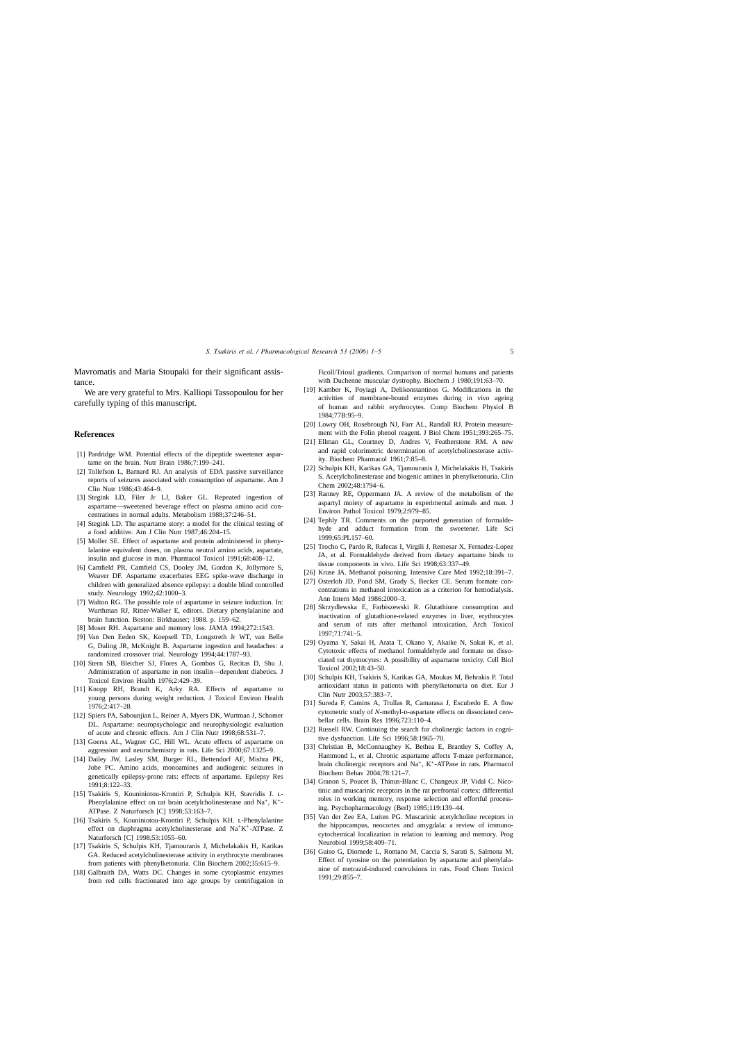Mavromatis and Maria Stoupaki for their significant assistance.

We are very grateful to Mrs. Kalliopi Tassopoulou for her carefully typing of this manuscript.

## References

- [1] Pardridge WM. Potential effects of the dipeptide sweetener aspartame on the brain. Nutr Brain 1986;7:199–241.
- [2] Tollefson L, Barnard RJ. An analysis of EDA passive surveillance reports of seizures associated with consumption of aspartame. Am J Clin Nutr 1986;43:464–9.
- [3] Stegink LD, Filer Jr LJ, Baker GL. Repeated ingestion of aspartame—sweetened beverage effect on plasma amino acid concentrations in normal adults. Metabolism 1988;37:246–51.
- [4] Stegink LD. The aspartame story: a model for the clinical testing of a food additive. Am J Clin Nutr 1987;46:204–15.
- [5] Moller SE. Effect of aspartame and protein administered in phenylalanine equivalent doses, on plasma neutral amino acids, aspartate, insulin and glucose in man. Pharmacol Toxicol 1991;68:408–12.
- [6] Camfield PR, Camfield CS, Dooley JM, Gordon K, Jollymore S, Weaver DF. Aspartame exacerbates EEG spike-wave discharge in children with generalized absence epilepsy: a double blind controlled study. Neurology 1992;42:1000–3.
- [7] Walton RG. The possible role of aspartame in seizure induction. In: Wurthman RJ, Ritter-Walker E, editors. Dietary phenylalanine and brain function. Boston: Birkhauser; 1988. p. 159–62.
- [8] Moser RH. Aspartame and memory loss. JAMA 1994;272:1543.
- [9] Van Den Eeden SK, Koepsell TD, Longstreth Jr WT, van Belle G, Daling JR, McKnight B. Aspartame ingestion and headaches: a randomized crossover trial. Neurology 1994;44:1787–93.
- [10] Stern SB, Bleicher SJ, Flores A, Gombos G, Recitas D, Shu J. Administration of aspartame in non insulin—dependent diabetics. J Toxicol Environ Health 1976;2:429–39.
- [11] Knopp RH, Brandt K, Arky RA. Effects of aspartame to young persons during weight reduction. J Toxicol Environ Health 1976;2:417–28.
- [12] Spiers PA, Sabounjian L, Reiner A, Myers DK, Wurtman J, Schomer DL. Aspartame: neuropsychologic and neurophysiologic evaluation of acute and chronic effects. Am J Clin Nutr 1998;68:531–7.
- [13] Goerss AL, Wagner GC, Hill WL. Acute effects of aspartame on aggression and neurochemistry in rats. Life Sci 2000;67:1325–9.
- [14] Dailey JW, Lasley SM, Burger RL, Bettendorf AF, Mishra PK, Jobe PC. Amino acids, monoamines and audiogenic seizures in genetically epilepsy-prone rats: effects of aspartame. Epilepsy Res 1991;8:122–33.
- [15] Tsakiris S, Kouniniotou-Krontiri P, Schulpis KH, Stavridis J. L-Phenylalanine effect on rat brain acetylcholinesterase and $Na^+$, $K^+$-ATPase. Z Naturforsch [C] 1998;53:163–7.
- [16] Tsakiris S, Kouniniotou-Krontiri P, Schulpis KH. L-Phenylalanine effect on diaphragma acetylcholinesterase and $Na^+K^+$-ATPase. Z Naturforsch [C] 1998;53:1055–60.
- [17] Tsakiris S, Schulpis KH, Tjamouranis J, Michelakakis H, Karikas GA. Reduced acetylcholinesterase activity in erythrocyte membranes from patients with phenylketonuria. Clin Biochem 2002;35:615–9.
- [18] Galbraith DA, Watts DC. Changes in some cytoplasmic enzymes from red cells fractionated into age groups by centrifugation in Ficoll/Triosil gradients. Comparison of normal humans and patients with Duchenne muscular dystrophy. Biochem J 1980;191:63–70.
- [19] Kamber K, Poyiagi A, Delikonstantinos G. Modifications in the activities of membrane-bound enzymes during in vivo ageing of human and rabbit erythrocytes. Comp Biochem Physiol B 1984;77B:95–9.
- [20] Lowry OH, Rosebrough NJ, Farr AL, Randall RJ. Protein measurement with the Folin phenol reagent. J Biol Chem 1951;393:265–75.
- [21] Ellman GL, Courtney D, Andres V, Featherstone RM. A new and rapid colorimetric determination of acetylcholinesterase activity. Biochem Pharmacol 1961;7:85–8.
- [22] Schulpis KH, Karikas GA, Tjamouranis J, Michelakakis H, Tsakiris S. Acetylcholinesterase and biogenic amines in phenylketonuria. Clin Chem 2002;48:1794–6.
- [23] Ranney RE, Oppermann JA. A review of the metabolism of the aspartyl moiety of aspartame in experimental animals and man. J Environ Pathol Toxicol 1979;2:979–85.
- [24] Tephly TR. Comments on the purported generation of formaldehyde and adduct formation from the sweetener. Life Sci 1999;65:PL157–60.
- [25] Trocho C, Pardo R, Rafecas I, Virgili J, Remesar X, Fernadez-Lopez JA, et al. Formaldehyde derived from dietary aspartame binds to tissue components in vivo. Life Sci 1998;63:337–49.
- [26] Kruse JA. Methanol poisoning. Intensive Care Med 1992;18:391–7.
- [27] Osterloh JD, Pond SM, Grady S, Becker CE. Serum formate concentrations in methanol intoxication as a criterion for hemodialysis. Ann Intern Med 1986:2000–3.
- [28] Skrzydlewska E, Farbiszewski R. Glutathione consumption and inactivation of glutathione-related enzymes in liver, erythrocytes and serum of rats after methanol intoxication. Arch Toxicol 1997;71:741–5.
- [29] Oyama Y, Sakai H, Arata T, Okano Y, Akaike N, Sakai K, et al. Cytotoxic effects of methanol formaldehyde and formate on dissociated rat thymocytes: A possibility of aspartame toxicity. Cell Biol Toxicol 2002;18:43–50.
- [30] Schulpis KH, Tsakiris S, Karikas GA, Moukas M, Behrakis P. Total antioxidant status in patients with phenylketonuria on diet. Eur J Clin Nutr 2003;57:383–7.
- [31] Sureda F, Camins A, Trullas R, Camarasa J, Escubedo E. A flow cytometric study of *N*-methyl-D-aspartate effects on dissociated cerebellar cells. Brain Res 1996;723:110–4.
- [32] Russell RW. Continuing the search for cholinergic factors in cognitive dysfunction. Life Sci 1996;58:1965–70.
- [33] Christian B, McConnaughey K, Bethea E, Brantley S, Coffey A, Hammond L, et al. Chronic aspartame affects T-maze performance, brain cholinergic receptors and $Na^+$, $K^+$-ATPase in rats. Pharmacol Biochem Behav 2004;78:121–7.
- [34] Granon S, Poucet B, Thinus-Blanc C, Changeux JP, Vidal C. Nicotinic and muscarinic receptors in the rat prefrontal cortex: differential roles in working memory, response selection and effortful processing. Psychopharmacology (Berl) 1995;119:139–44.
- [35] Van der Zee EA, Luiten PG. Muscarinic acetylcholine receptors in the hippocampus, neocortex and amygdala: a review of immunocytochemical localization in relation to learning and memory. Prog Neurobiol 1999;58:409–71.
- [36] Guiso G, Diomede L, Romano M, Caccia S, Sarati S, Salmona M. Effect of tyrosine on the potentiation by aspartame and phenylalanine of metrazol-induced convulsions in rats. Food Chem Toxicol 1991;29:855–7.